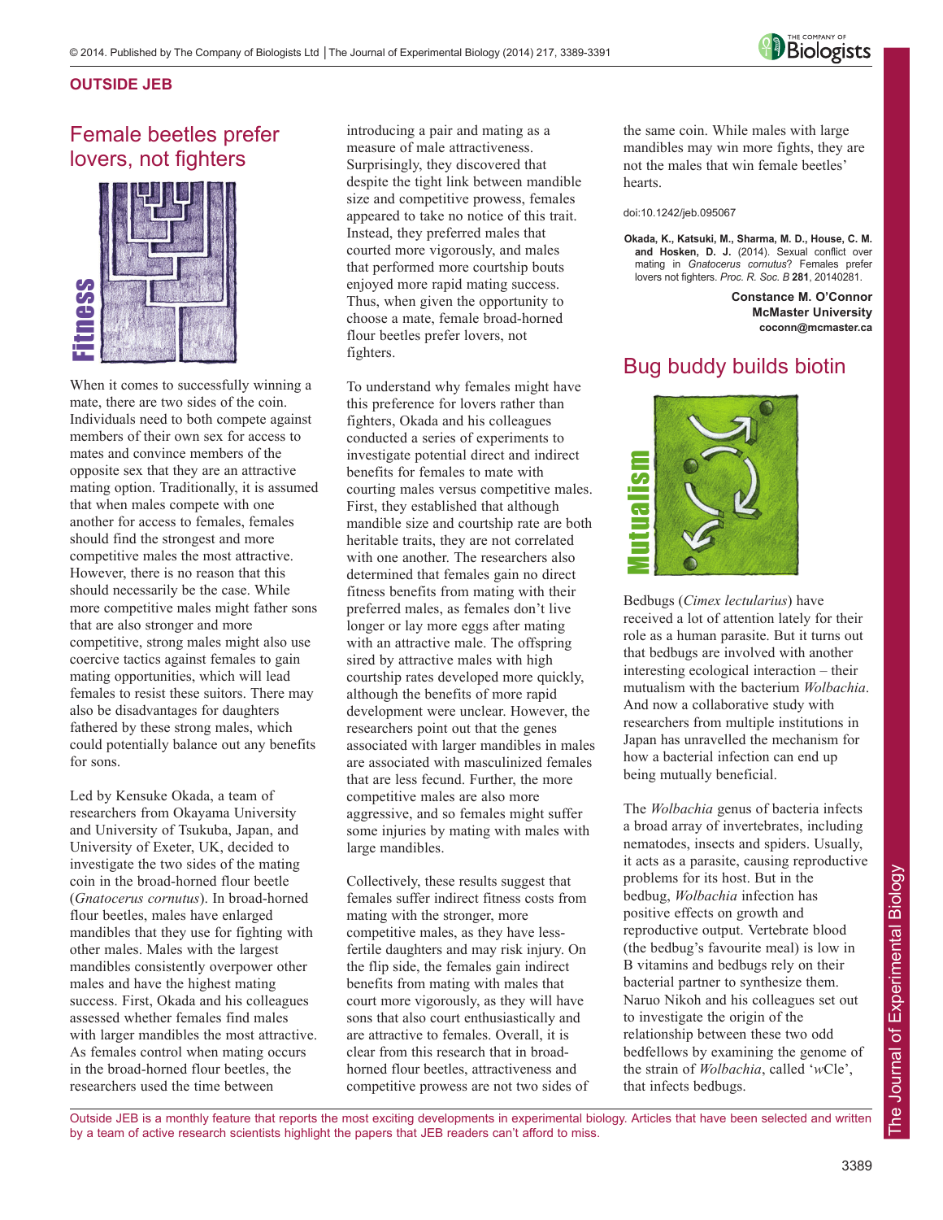## OUTSIDE JEB

# Female beetles prefer lovers, not fighters

When it comes to successfully winning a mate, there are two sides of the coin. Individuals need to both compete against members of their own sex for access to mates and convince members of the opposite sex that they are an attractive mating option. Traditionally, it is assumed that when males compete with one another for access to females, females should find the strongest and more competitive males the most attractive. However, there is no reason that this should necessarily be the case. While more competitive males might father sons that are also stronger and more competitive, strong males might also use coercive tactics against females to gain mating opportunities, which will lead females to resist these suitors. There may also be disadvantages for daughters fathered by these strong males, which could potentially balance out any benefits for sons.

Led by Kensuke Okada, a team of researchers from Okayama University and University of Tsukuba, Japan, and University of Exeter, UK, decided to investigate the two sides of the mating coin in the broad-horned flour beetle (*Gnatocerus cornutus*). In broad-horned flour beetles, males have enlarged mandibles that they use for fighting with other males. Males with the largest mandibles consistently overpower other males and have the highest mating success. First, Okada and his colleagues assessed whether females find males with larger mandibles the most attractive. As females control when mating occurs in the broad-horned flour beetles, the researchers used the time between introducing a pair and mating as a measure of male attractiveness. Surprisingly, they discovered that despite the tight link between mandible size and competitive prowess, females appeared to take no notice of this trait. Instead, they preferred males that courted more vigorously, and males that performed more courtship bouts enjoyed more rapid mating success. Thus, when given the opportunity to choose a mate, female broad-horned flour beetles prefer lovers, not fighters.

To understand why females might have this preference for lovers rather than fighters, Okada and his colleagues conducted a series of experiments to investigate potential direct and indirect benefits for females to mate with courting males versus competitive males. First, they established that although mandible size and courtship rate are both heritable traits, they are not correlated with one another. The researchers also determined that females gain no direct fitness benefits from mating with their preferred males, as females don't live longer or lay more eggs after mating with an attractive male. The offspring sired by attractive males with high courtship rates developed more quickly, although the benefits of more rapid development were unclear. However, the researchers point out that the genes associated with larger mandibles in males are associated with masculinized females that are less fecund. Further, the more competitive males are also more aggressive, and so females might suffer some injuries by mating with males with large mandibles.

Collectively, these results suggest that females suffer indirect fitness costs from mating with the stronger, more competitive males, as they have less-fertile daughters and may risk injury. On the flip side, the females gain indirect benefits from mating with males that court more vigorously, as they will have sons that also court enthusiastically and are attractive to females. Overall, it is clear from this research that in broad-horned flour beetles, attractiveness and competitive prowess are not two sides of the same coin. While males with large mandibles may win more fights, they are not the males that win female beetles' hearts.

doi:10.1242/jeb.095067

**Okada, K., Katsuki, M., Sharma, M. D., House, C. M. and Hosken, D. J.** (2014). Sexual conflict over mating in *Gnatocerus cornutus*? Females prefer lovers not fighters. *Proc. R. Soc. B* **281**, 20140281.

**Constance M. O'Connor**
**McMaster University**
**coconn@mcmaster.ca**

# Bug buddy builds biotin

Bedbugs (*Cimex lectularius*) have received a lot of attention lately for their role as a human parasite. But it turns out that bedbugs are involved with another interesting ecological interaction – their mutualism with the bacterium *Wolbachia*. And now a collaborative study with researchers from multiple institutions in Japan has unravelled the mechanism for how a bacterial infection can end up being mutually beneficial.

The *Wolbachia* genus of bacteria infects a broad array of invertebrates, including nematodes, insects and spiders. Usually, it acts as a parasite, causing reproductive problems for its host. But in the bedbug, *Wolbachia* infection has positive effects on growth and reproductive output. Vertebrate blood (the bedbug's favourite meal) is low in B vitamins and bedbugs rely on their bacterial partner to synthesize them. Naruo Nikoh and his colleagues set out to investigate the origin of the relationship between these two odd bedfellows by examining the genome of the strain of *Wolbachia*, called '*w*Cle', that infects bedbugs.

Outside JEB is a monthly feature that reports the most exciting developments in experimental biology. Articles that have been selected and written by a team of active research scientists highlight the papers that JEB readers can't afford to miss.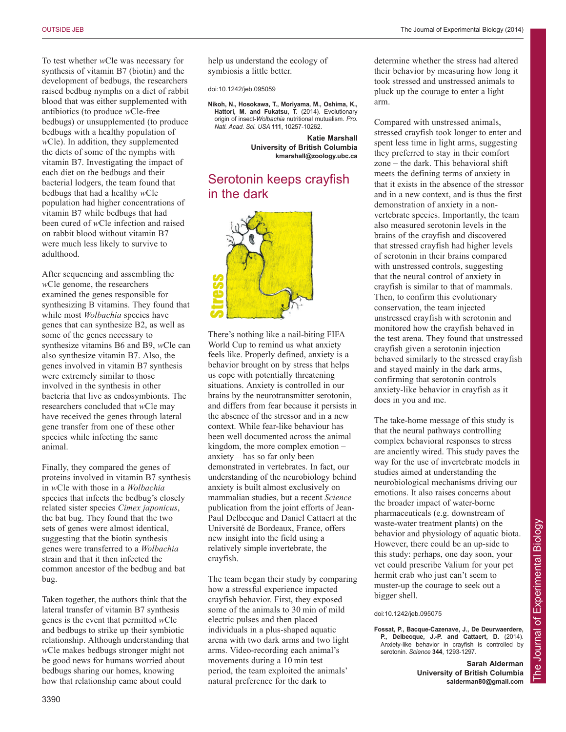To test whether *w*Cle was necessary for synthesis of vitamin B7 (biotin) and the development of bedbugs, the researchers raised bedbug nymphs on a diet of rabbit blood that was either supplemented with antibiotics (to produce *w*Cle-free bedbugs) or unsupplemented (to produce bedbugs with a healthy population of *w*Cle). In addition, they supplemented the diets of some of the nymphs with vitamin B7. Investigating the impact of each diet on the bedbugs and their bacterial lodgers, the team found that bedbugs that had a healthy *w*Cle population had higher concentrations of vitamin B7 while bedbugs that had been cured of *w*Cle infection and raised on rabbit blood without vitamin B7 were much less likely to survive to adulthood.

After sequencing and assembling the *w*Cle genome, the researchers examined the genes responsible for synthesizing B vitamins. They found that while most *Wolbachia* species have genes that can synthesize B2, as well as some of the genes necessary to synthesize vitamins B6 and B9, *w*Cle can also synthesize vitamin B7. Also, the genes involved in vitamin B7 synthesis were extremely similar to those involved in the synthesis in other bacteria that live as endosymbionts. The researchers concluded that *w*Cle may have received the genes through lateral gene transfer from one of these other species while infecting the same animal.

Finally, they compared the genes of proteins involved in vitamin B7 synthesis in *w*Cle with those in a *Wolbachia* species that infects the bedbug's closely related sister species *Cimex japonicus*, the bat bug. They found that the two sets of genes were almost identical, suggesting that the biotin synthesis genes were transferred to a *Wolbachia* strain and that it then infected the common ancestor of the bedbug and bat bug.

Taken together, the authors think that the lateral transfer of vitamin B7 synthesis genes is the event that permitted *w*Cle and bedbugs to strike up their symbiotic relationship. Although understanding that *w*Cle makes bedbugs stronger might not be good news for humans worried about bedbugs sharing our homes, knowing how that relationship came about could help us understand the ecology of symbiosis a little better.

doi:10.1242/jeb.095059

**Nikoh, N., Hosokawa, T., Moriyama, M., Oshima, K., Hattori, M. and Fukatsu, T.** (2014). Evolutionary origin of insect-*Wolbachia* nutritional mutualism. *Pro. Natl. Acad. Sci. USA* **111**, 10257-10262.

**Katie Marshall**
**University of British Columbia**
**kmarshall@zoology.ubc.ca**

## Serotonin keeps crayfish in the dark

There's nothing like a nail-biting FIFA World Cup to remind us what anxiety feels like. Properly defined, anxiety is a behavior brought on by stress that helps us cope with potentially threatening situations. Anxiety is controlled in our brains by the neurotransmitter serotonin, and differs from fear because it persists in the absence of the stressor and in a new context. While fear-like behaviour has been well documented across the animal kingdom, the more complex emotion – anxiety – has so far only been demonstrated in vertebrates. In fact, our understanding of the neurobiology behind anxiety is built almost exclusively on mammalian studies, but a recent *Science* publication from the joint efforts of Jean-Paul Delbecque and Daniel Cattaert at the Université de Bordeaux, France, offers new insight into the field using a relatively simple invertebrate, the crayfish.

The team began their study by comparing how a stressful experience impacted crayfish behavior. First, they exposed some of the animals to 30 min of mild electric pulses and then placed individuals in a plus-shaped aquatic arena with two dark arms and two light arms. Video-recording each animal's movements during a 10 min test period, the team exploited the animals' natural preference for the dark to determine whether the stress had altered their behavior by measuring how long it took stressed and unstressed animals to pluck up the courage to enter a light arm.

Compared with unstressed animals, stressed crayfish took longer to enter and spent less time in light arms, suggesting they preferred to stay in their comfort zone – the dark. This behavioral shift meets the defining terms of anxiety in that it exists in the absence of the stressor and in a new context, and is thus the first demonstration of anxiety in a non-vertebrate species. Importantly, the team also measured serotonin levels in the brains of the crayfish and discovered that stressed crayfish had higher levels of serotonin in their brains compared with unstressed controls, suggesting that the neural control of anxiety in crayfish is similar to that of mammals. Then, to confirm this evolutionary conservation, the team injected unstressed crayfish with serotonin and monitored how the crayfish behaved in the test arena. They found that unstressed crayfish given a serotonin injection behaved similarly to the stressed crayfish and stayed mainly in the dark arms, confirming that serotonin controls anxiety-like behavior in crayfish as it does in you and me.

The take-home message of this study is that the neural pathways controlling complex behavioral responses to stress are anciently wired. This study paves the way for the use of invertebrate models in studies aimed at understanding the neurobiological mechanisms driving our emotions. It also raises concerns about the broader impact of water-borne pharmaceuticals (e.g. downstream of waste-water treatment plants) on the behavior and physiology of aquatic biota. However, there could be an up-side to this study: perhaps, one day soon, your vet could prescribe Valium for your pet hermit crab who just can't seem to muster-up the courage to seek out a bigger shell.

doi:10.1242/jeb.095075

**Fossat, P., Bacque-Cazenave, J., De Deurwaerdere, P., Delbecque, J.-P. and Cattaert, D.** (2014). Anxiety-like behavior in crayfish is controlled by serotonin. *Science* **344**, 1293-1297.

**Sarah Alderman**
**University of British Columbia**
**salderman80@gmail.com**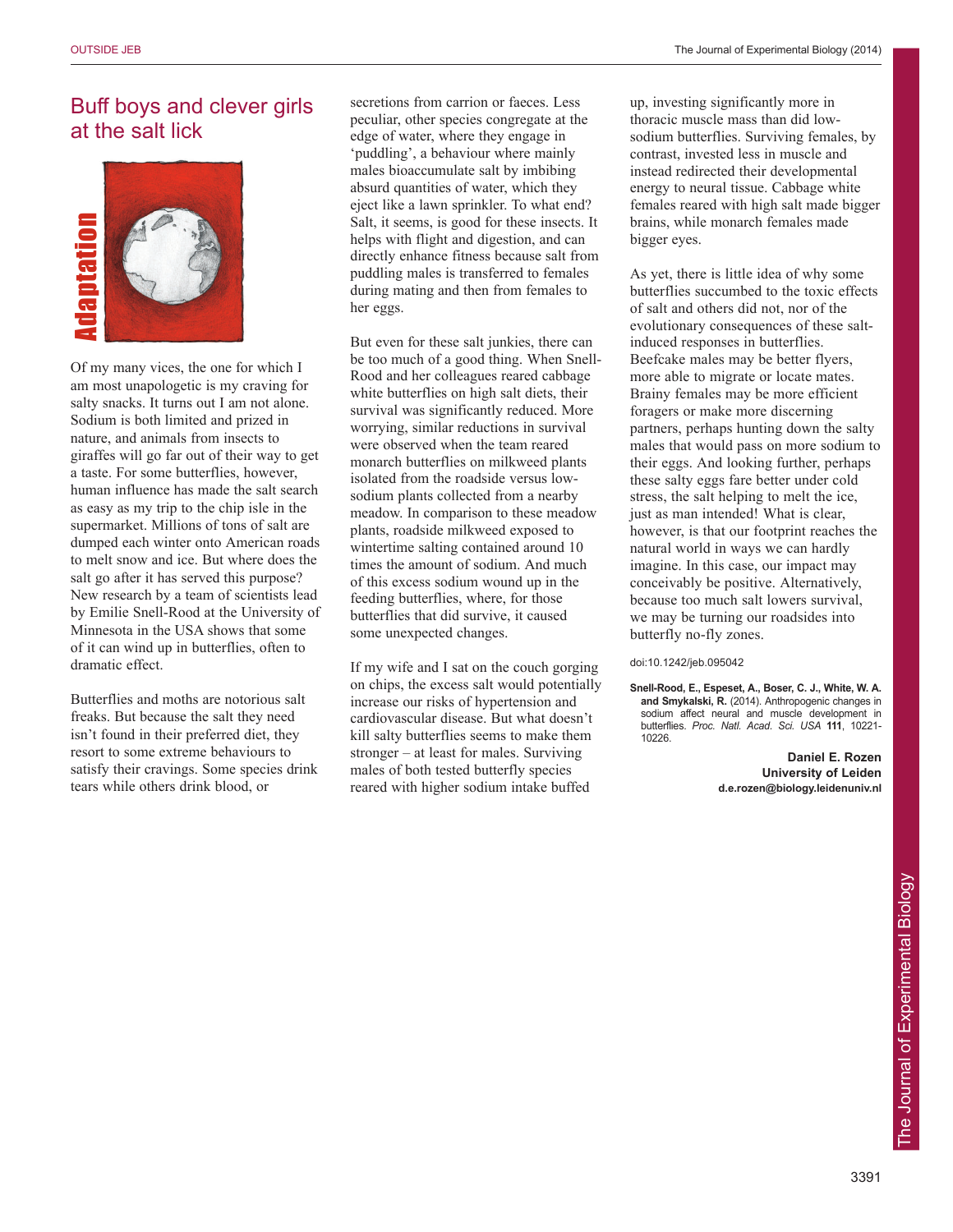# Buff boys and clever girls at the salt lick

Of my many vices, the one for which I am most unapologetic is my craving for salty snacks. It turns out I am not alone. Sodium is both limited and prized in nature, and animals from insects to giraffes will go far out of their way to get a taste. For some butterflies, however, human influence has made the salt search as easy as my trip to the chip isle in the supermarket. Millions of tons of salt are dumped each winter onto American roads to melt snow and ice. But where does the salt go after it has served this purpose? New research by a team of scientists lead by Emilie Snell-Rood at the University of Minnesota in the USA shows that some of it can wind up in butterflies, often to dramatic effect.

Butterflies and moths are notorious salt freaks. But because the salt they need isn't found in their preferred diet, they resort to some extreme behaviours to satisfy their cravings. Some species drink tears while others drink blood, or secretions from carrion or faeces. Less peculiar, other species congregate at the edge of water, where they engage in 'puddling', a behaviour where mainly males bioaccumulate salt by imbibing absurd quantities of water, which they eject like a lawn sprinkler. To what end? Salt, it seems, is good for these insects. It helps with flight and digestion, and can directly enhance fitness because salt from puddling males is transferred to females during mating and then from females to her eggs.

But even for these salt junkies, there can be too much of a good thing. When Snell-Rood and her colleagues reared cabbage white butterflies on high salt diets, their survival was significantly reduced. More worrying, similar reductions in survival were observed when the team reared monarch butterflies on milkweed plants isolated from the roadside versus low-sodium plants collected from a nearby meadow. In comparison to these meadow plants, roadside milkweed exposed to wintertime salting contained around 10 times the amount of sodium. And much of this excess sodium wound up in the feeding butterflies, where, for those butterflies that did survive, it caused some unexpected changes.

If my wife and I sat on the couch gorging on chips, the excess salt would potentially increase our risks of hypertension and cardiovascular disease. But what doesn't kill salty butterflies seems to make them stronger – at least for males. Surviving males of both tested butterfly species reared with higher sodium intake buffed up, investing significantly more in thoracic muscle mass than did low-sodium butterflies. Surviving females, by contrast, invested less in muscle and instead redirected their developmental energy to neural tissue. Cabbage white females reared with high salt made bigger brains, while monarch females made bigger eyes.

As yet, there is little idea of why some butterflies succumbed to the toxic effects of salt and others did not, nor of the evolutionary consequences of these salt-induced responses in butterflies. Beefcake males may be better flyers, more able to migrate or locate mates. Brainy females may be more efficient foragers or make more discerning partners, perhaps hunting down the salty males that would pass on more sodium to their eggs. And looking further, perhaps these salty eggs fare better under cold stress, the salt helping to melt the ice, just as man intended! What is clear, however, is that our footprint reaches the natural world in ways we can hardly imagine. In this case, our impact may conceivably be positive. Alternatively, because too much salt lowers survival, we may be turning our roadsides into butterfly no-fly zones.

doi:10.1242/jeb.095042

**Snell-Rood, E., Espeset, A., Boser, C. J., White, W. A. and Smykalski, R.** (2014). Anthropogenic changes in sodium affect neural and muscle development in butterflies. *Proc. Natl. Acad. Sci. USA* **111**, 10221-10226.

**Daniel E. Rozen**
**University of Leiden**
**d.e.rozen@biology.leidenuniv.nl**